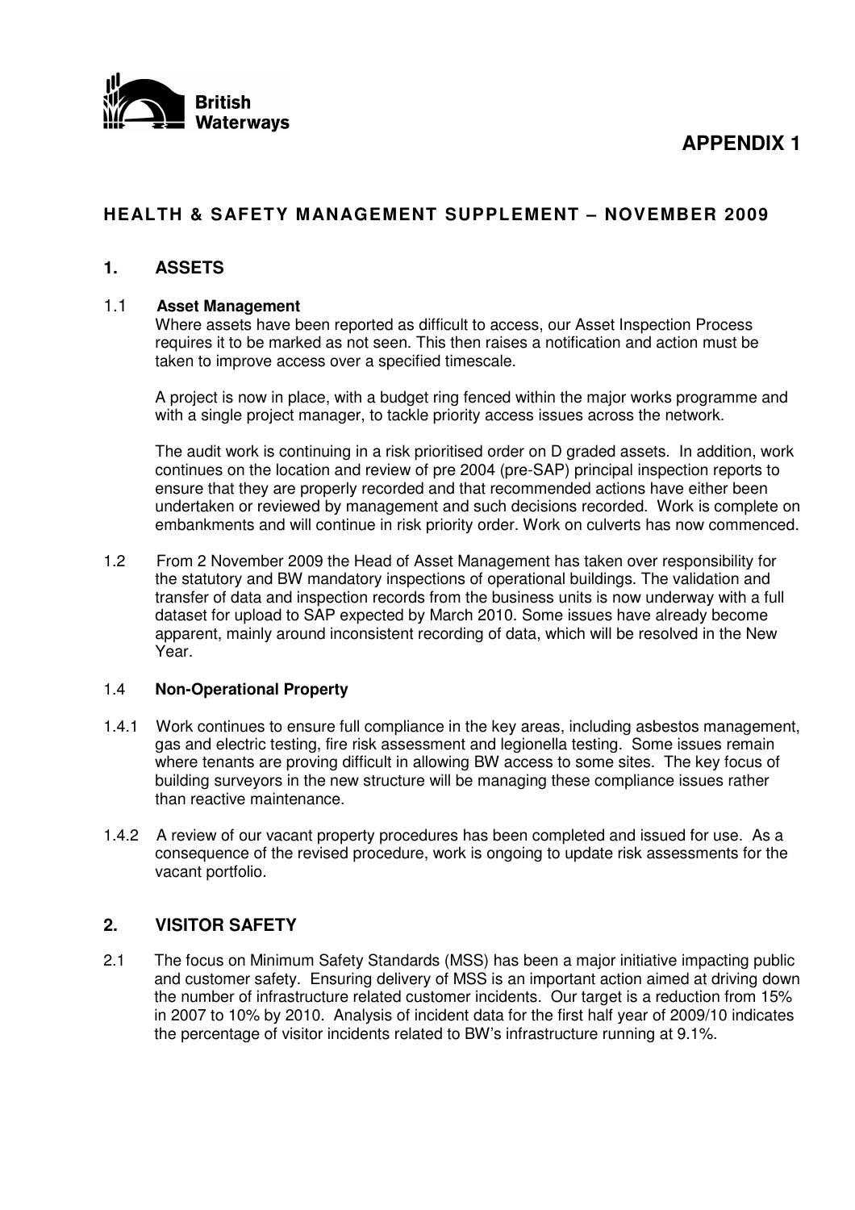British Waterways

**APPENDIX 1**

## HEALTH & SAFETY MANAGEMENT SUPPLEMENT – NOVEMBER 2009

### 1. ASSETS

#### 1.1 Asset Management

Where assets have been reported as difficult to access, our Asset Inspection Process requires it to be marked as not seen. This then raises a notification and action must be taken to improve access over a specified timescale.

A project is now in place, with a budget ring fenced within the major works programme and with a single project manager, to tackle priority access issues across the network.

The audit work is continuing in a risk prioritised order on D graded assets. In addition, work continues on the location and review of pre 2004 (pre-SAP) principal inspection reports to ensure that they are properly recorded and that recommended actions have either been undertaken or reviewed by management and such decisions recorded. Work is complete on embankments and will continue in risk priority order. Work on culverts has now commenced.

1.2 From 2 November 2009 the Head of Asset Management has taken over responsibility for the statutory and BW mandatory inspections of operational buildings. The validation and transfer of data and inspection records from the business units is now underway with a full dataset for upload to SAP expected by March 2010. Some issues have already become apparent, mainly around inconsistent recording of data, which will be resolved in the New Year.

#### 1.4 Non-Operational Property

1.4.1 Work continues to ensure full compliance in the key areas, including asbestos management, gas and electric testing, fire risk assessment and legionella testing. Some issues remain where tenants are proving difficult in allowing BW access to some sites. The key focus of building surveyors in the new structure will be managing these compliance issues rather than reactive maintenance.

1.4.2 A review of our vacant property procedures has been completed and issued for use. As a consequence of the revised procedure, work is ongoing to update risk assessments for the vacant portfolio.

### 2. VISITOR SAFETY

2.1 The focus on Minimum Safety Standards (MSS) has been a major initiative impacting public and customer safety. Ensuring delivery of MSS is an important action aimed at driving down the number of infrastructure related customer incidents. Our target is a reduction from 15% in 2007 to 10% by 2010. Analysis of incident data for the first half year of 2009/10 indicates the percentage of visitor incidents related to BW's infrastructure running at 9.1%.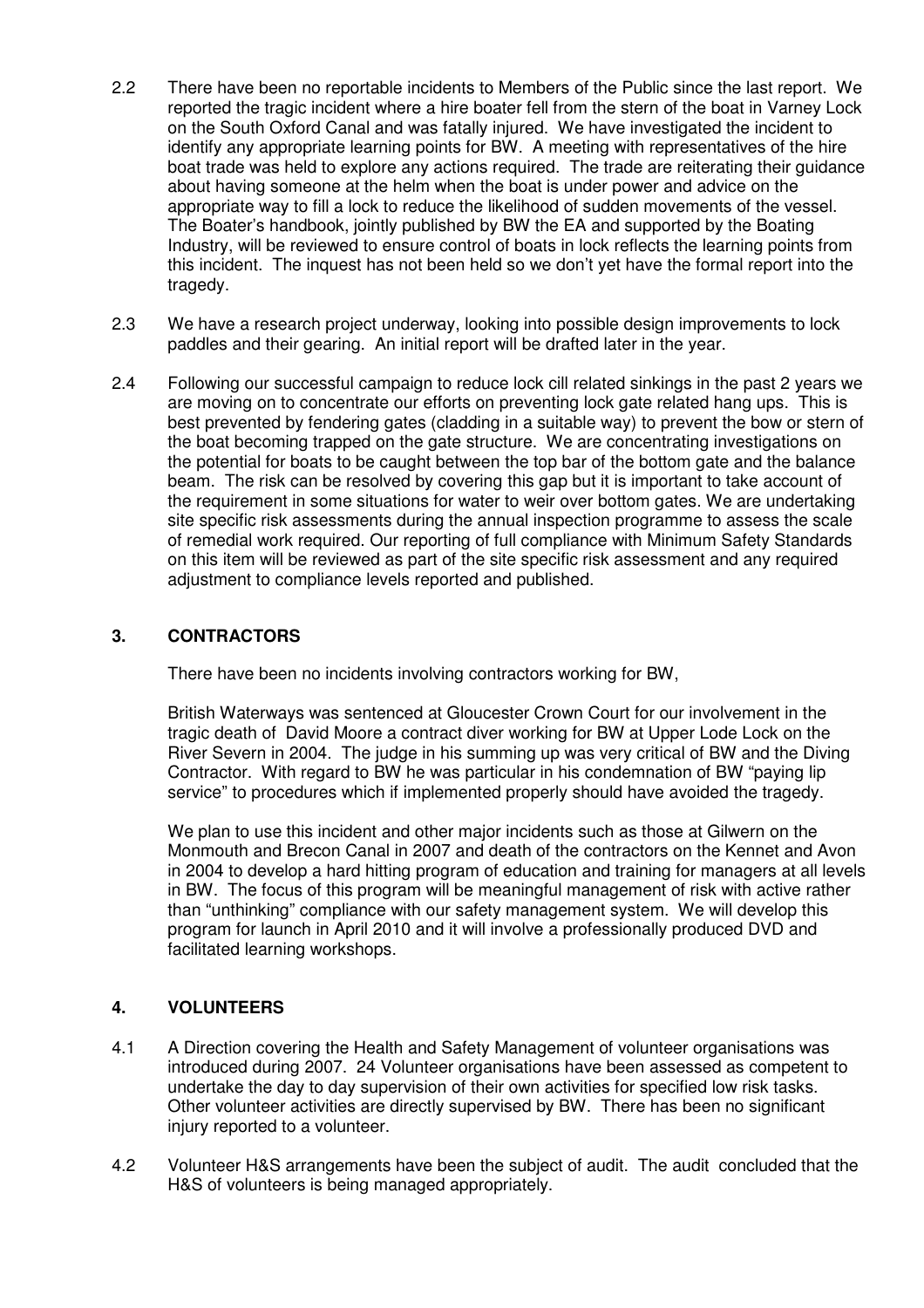2.2 There have been no reportable incidents to Members of the Public since the last report. We reported the tragic incident where a hire boater fell from the stern of the boat in Varney Lock on the South Oxford Canal and was fatally injured. We have investigated the incident to identify any appropriate learning points for BW. A meeting with representatives of the hire boat trade was held to explore any actions required. The trade are reiterating their guidance about having someone at the helm when the boat is under power and advice on the appropriate way to fill a lock to reduce the likelihood of sudden movements of the vessel. The Boater's handbook, jointly published by BW the EA and supported by the Boating Industry, will be reviewed to ensure control of boats in lock reflects the learning points from this incident. The inquest has not been held so we don't yet have the formal report into the tragedy.

2.3 We have a research project underway, looking into possible design improvements to lock paddles and their gearing. An initial report will be drafted later in the year.

2.4 Following our successful campaign to reduce lock cill related sinkings in the past 2 years we are moving on to concentrate our efforts on preventing lock gate related hang ups. This is best prevented by fendering gates (cladding in a suitable way) to prevent the bow or stern of the boat becoming trapped on the gate structure. We are concentrating investigations on the potential for boats to be caught between the top bar of the bottom gate and the balance beam. The risk can be resolved by covering this gap but it is important to take account of the requirement in some situations for water to weir over bottom gates. We are undertaking site specific risk assessments during the annual inspection programme to assess the scale of remedial work required. Our reporting of full compliance with Minimum Safety Standards on this item will be reviewed as part of the site specific risk assessment and any required adjustment to compliance levels reported and published.

## 3. CONTRACTORS

There have been no incidents involving contractors working for BW,

British Waterways was sentenced at Gloucester Crown Court for our involvement in the tragic death of David Moore a contract diver working for BW at Upper Lode Lock on the River Severn in 2004. The judge in his summing up was very critical of BW and the Diving Contractor. With regard to BW he was particular in his condemnation of BW "paying lip service" to procedures which if implemented properly should have avoided the tragedy.

We plan to use this incident and other major incidents such as those at Gilwern on the Monmouth and Brecon Canal in 2007 and death of the contractors on the Kennet and Avon in 2004 to develop a hard hitting program of education and training for managers at all levels in BW. The focus of this program will be meaningful management of risk with active rather than "unthinking" compliance with our safety management system. We will develop this program for launch in April 2010 and it will involve a professionally produced DVD and facilitated learning workshops.

## 4. VOLUNTEERS

4.1 A Direction covering the Health and Safety Management of volunteer organisations was introduced during 2007. 24 Volunteer organisations have been assessed as competent to undertake the day to day supervision of their own activities for specified low risk tasks. Other volunteer activities are directly supervised by BW. There has been no significant injury reported to a volunteer.

4.2 Volunteer H&S arrangements have been the subject of audit. The audit concluded that the H&S of volunteers is being managed appropriately.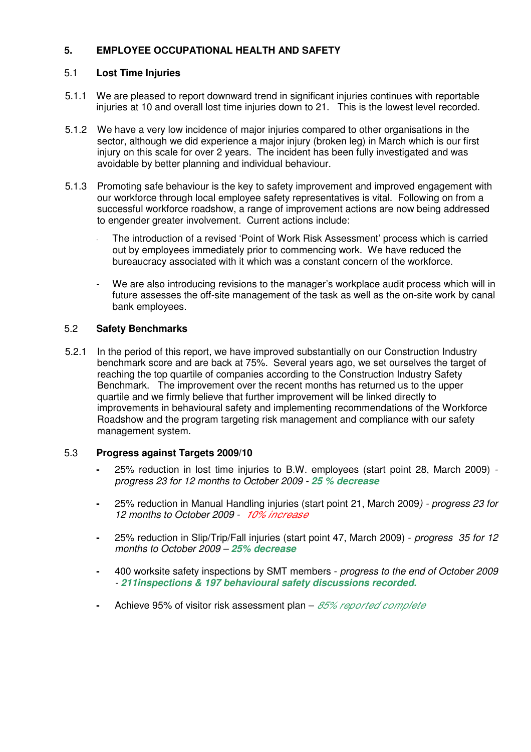## 5. EMPLOYEE OCCUPATIONAL HEALTH AND SAFETY

### 5.1 Lost Time Injuries

5.1.1 We are pleased to report downward trend in significant injuries continues with reportable injuries at 10 and overall lost time injuries down to 21. This is the lowest level recorded.

5.1.2 We have a very low incidence of major injuries compared to other organisations in the sector, although we did experience a major injury (broken leg) in March which is our first injury on this scale for over 2 years. The incident has been fully investigated and was avoidable by better planning and individual behaviour.

5.1.3 Promoting safe behaviour is the key to safety improvement and improved engagement with our workforce through local employee safety representatives is vital. Following on from a successful workforce roadshow, a range of improvement actions are now being addressed to engender greater involvement. Current actions include:

- The introduction of a revised 'Point of Work Risk Assessment' process which is carried out by employees immediately prior to commencing work. We have reduced the bureaucracy associated with it which was a constant concern of the workforce.

- We are also introducing revisions to the manager's workplace audit process which will in future assesses the off-site management of the task as well as the on-site work by canal bank employees.

### 5.2 Safety Benchmarks

5.2.1 In the period of this report, we have improved substantially on our Construction Industry benchmark score and are back at 75%. Several years ago, we set ourselves the target of reaching the top quartile of companies according to the Construction Industry Safety Benchmark. The improvement over the recent months has returned us to the upper quartile and we firmly believe that further improvement will be linked directly to improvements in behavioural safety and implementing recommendations of the Workforce Roadshow and the program targeting risk management and compliance with our safety management system.

### 5.3 Progress against Targets 2009/10

- 25% reduction in lost time injuries to B.W. employees (start point 28, March 2009) - *progress 23 for 12 months to October 2009* - ***25 % decrease***

- 25% reduction in Manual Handling injuries (start point 21, March 2009*) - progress 23 for 12 months to October 2009* - *10% increase*

- 25% reduction in Slip/Trip/Fall injuries (start point 47, March 2009) - *progress 35 for 12 months to October 2009* – ***25% decrease***

- 400 worksite safety inspections by SMT members - *progress to the end of October 2009* - ***211inspections & 197 behavioural safety discussions recorded.***

- Achieve 95% of visitor risk assessment plan – *85% reported complete*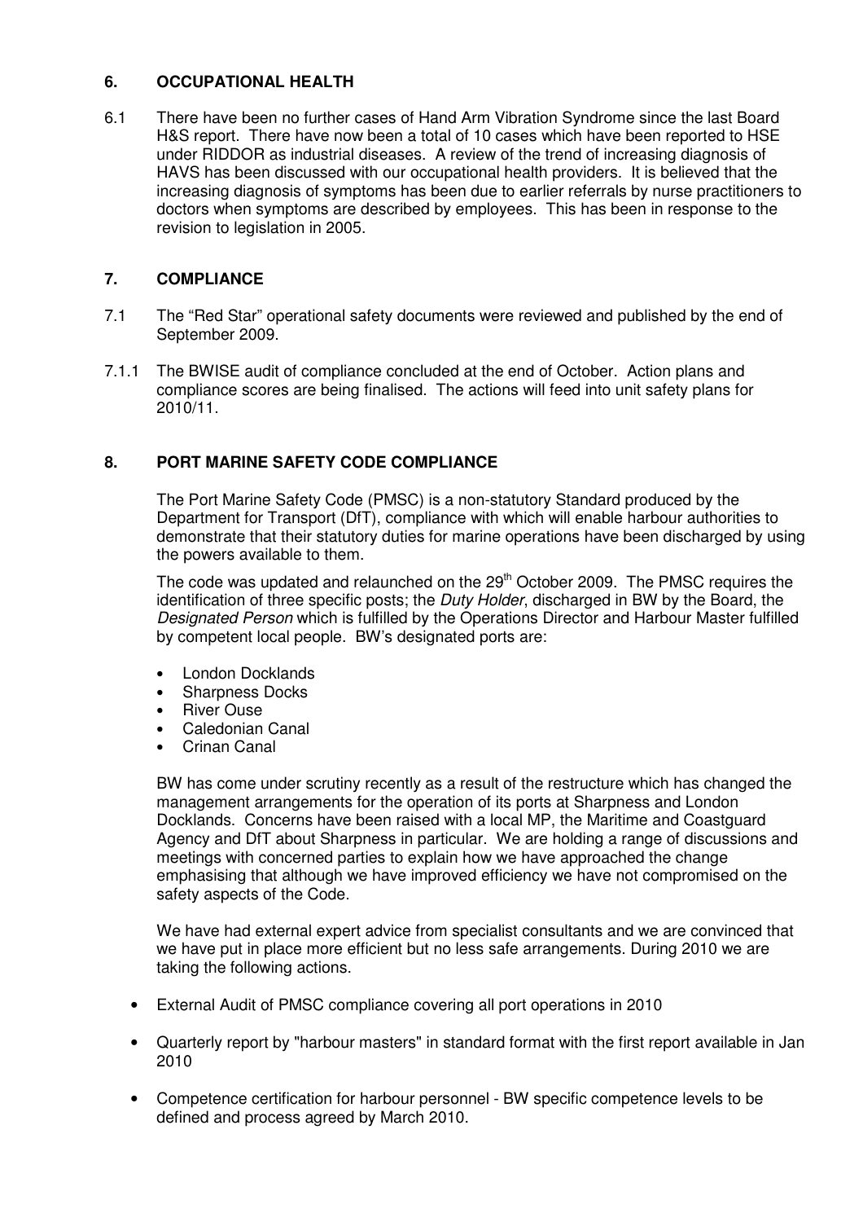## 6. OCCUPATIONAL HEALTH

6.1 There have been no further cases of Hand Arm Vibration Syndrome since the last Board H&S report. There have now been a total of 10 cases which have been reported to HSE under RIDDOR as industrial diseases. A review of the trend of increasing diagnosis of HAVS has been discussed with our occupational health providers. It is believed that the increasing diagnosis of symptoms has been due to earlier referrals by nurse practitioners to doctors when symptoms are described by employees. This has been in response to the revision to legislation in 2005.

## 7. COMPLIANCE

7.1 The "Red Star" operational safety documents were reviewed and published by the end of September 2009.

7.1.1 The BWISE audit of compliance concluded at the end of October. Action plans and compliance scores are being finalised. The actions will feed into unit safety plans for 2010/11.

## 8. PORT MARINE SAFETY CODE COMPLIANCE

The Port Marine Safety Code (PMSC) is a non-statutory Standard produced by the Department for Transport (DfT), compliance with which will enable harbour authorities to demonstrate that their statutory duties for marine operations have been discharged by using the powers available to them.

The code was updated and relaunched on the 29th October 2009. The PMSC requires the identification of three specific posts; the *Duty Holder*, discharged in BW by the Board, the *Designated Person* which is fulfilled by the Operations Director and Harbour Master fulfilled by competent local people. BW's designated ports are:

- London Docklands
- Sharpness Docks
- River Ouse
- Caledonian Canal
- Crinan Canal

BW has come under scrutiny recently as a result of the restructure which has changed the management arrangements for the operation of its ports at Sharpness and London Docklands. Concerns have been raised with a local MP, the Maritime and Coastguard Agency and DfT about Sharpness in particular. We are holding a range of discussions and meetings with concerned parties to explain how we have approached the change emphasising that although we have improved efficiency we have not compromised on the safety aspects of the Code.

We have had external expert advice from specialist consultants and we are convinced that we have put in place more efficient but no less safe arrangements. During 2010 we are taking the following actions.

- External Audit of PMSC compliance covering all port operations in 2010
- Quarterly report by "harbour masters" in standard format with the first report available in Jan 2010
- Competence certification for harbour personnel - BW specific competence levels to be defined and process agreed by March 2010.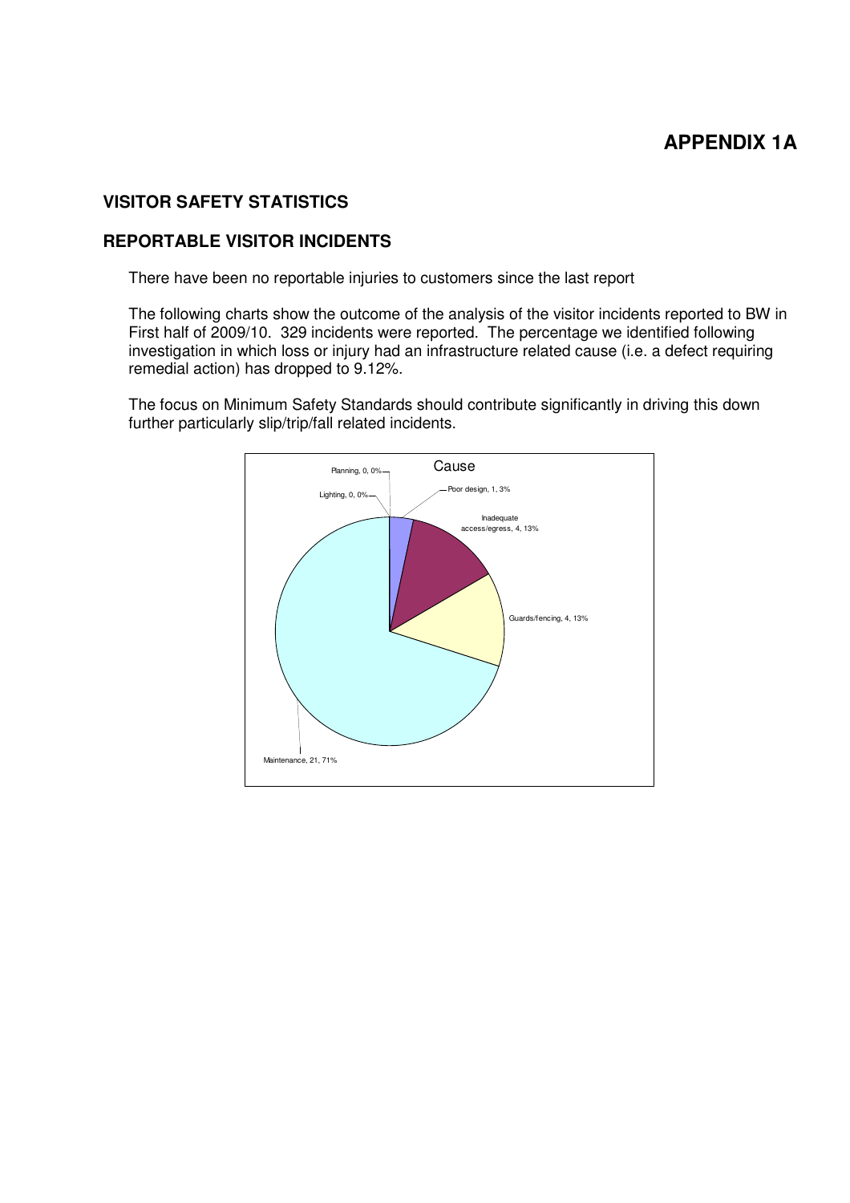# APPENDIX 1A

## VISITOR SAFETY STATISTICS

## REPORTABLE VISITOR INCIDENTS

There have been no reportable injuries to customers since the last report

The following charts show the outcome of the analysis of the visitor incidents reported to BW in First half of 2009/10. 329 incidents were reported. The percentage we identified following investigation in which loss or injury had an infrastructure related cause (i.e. a defect requiring remedial action) has dropped to 9.12%.

The focus on Minimum Safety Standards should contribute significantly in driving this down further particularly slip/trip/fall related incidents.

Cause

Planning, 0, 0%

Lighting, 0, 0%

Poor design, 1, 3%

Inadequate access/egress, 4, 13%

Guards/fencing, 4, 13%

Maintenance, 21, 71%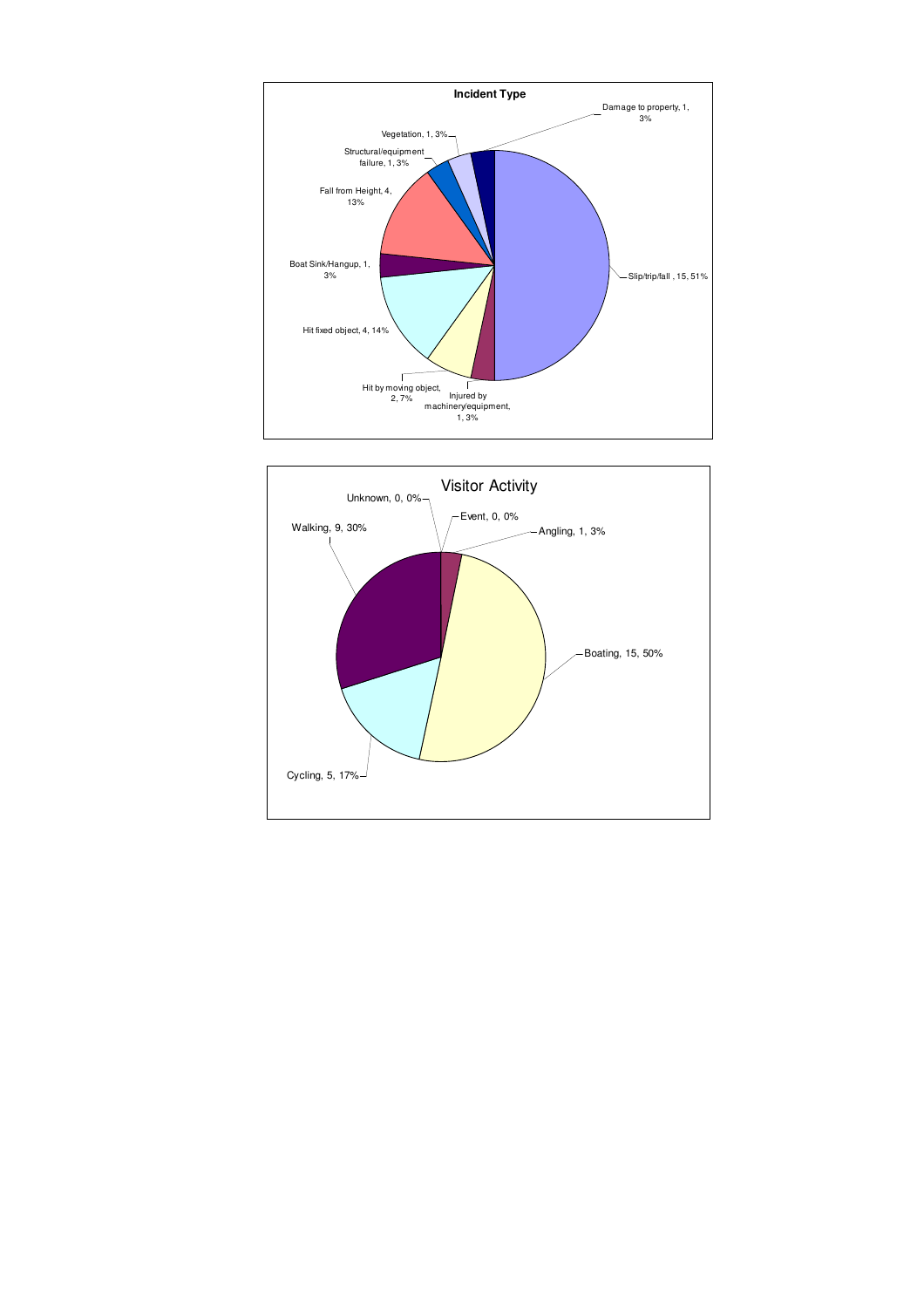**Incident Type**

- Slip/trip/fall, 15, 51%
- Injured by machinery/equipment, 1, 3%
- Hit by moving object, 2, 7%
- Hit fixed object, 4, 14%
- Boat Sink/Hangup, 1, 3%
- Fall from Height, 4, 13%
- Structural/equipment failure, 1, 3%
- Vegetation, 1, 3%
- Damage to property, 1, 3%

**Visitor Activity**

- Unknown, 0, 0%
- Event, 0, 0%
- Angling, 1, 3%
- Boating, 15, 50%
- Cycling, 5, 17%
- Walking, 9, 30%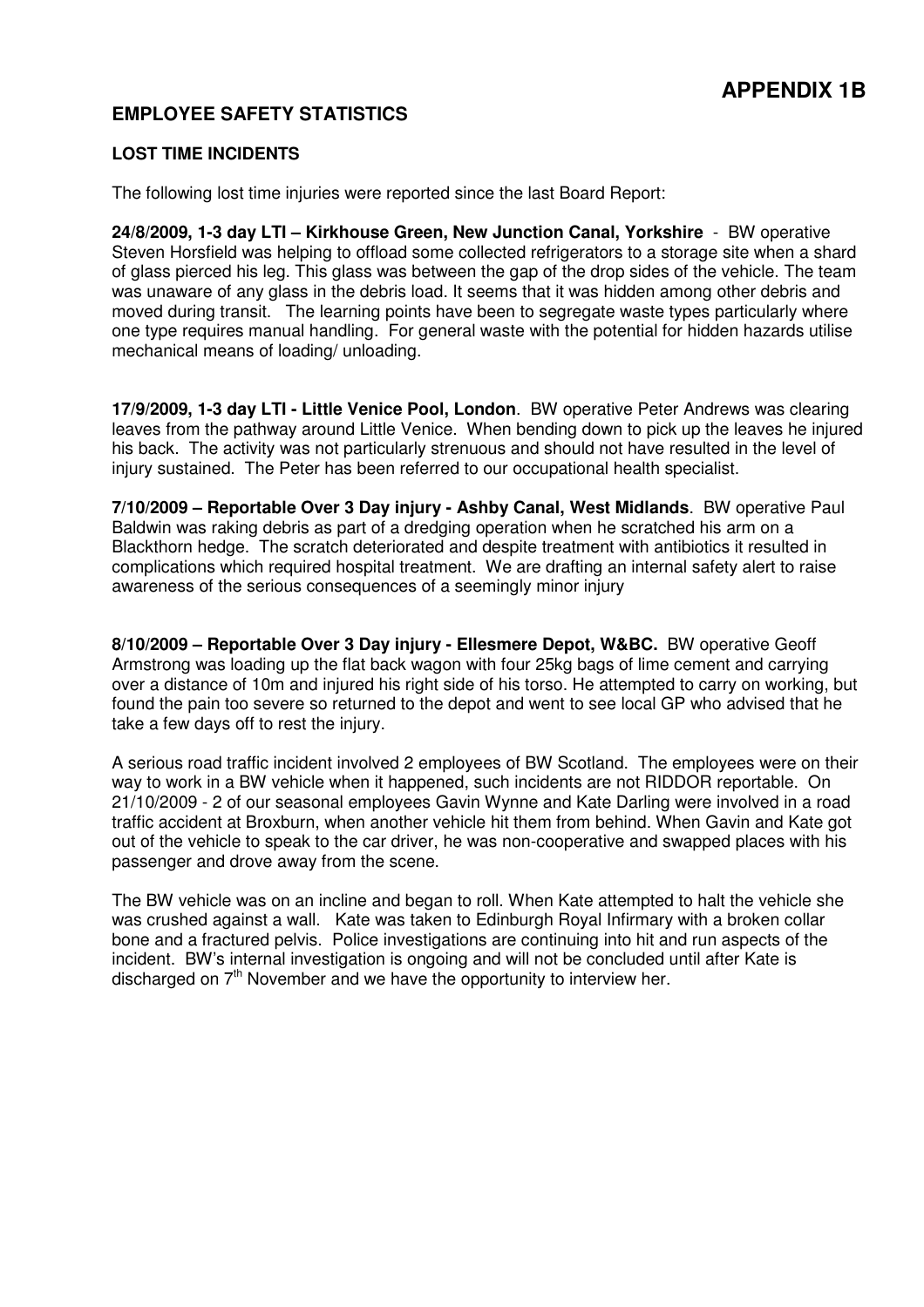# APPENDIX 1B

## EMPLOYEE SAFETY STATISTICS

### LOST TIME INCIDENTS

The following lost time injuries were reported since the last Board Report:

**24/8/2009, 1-3 day LTI – Kirkhouse Green, New Junction Canal, Yorkshire** - BW operative Steven Horsfield was helping to offload some collected refrigerators to a storage site when a shard of glass pierced his leg. This glass was between the gap of the drop sides of the vehicle. The team was unaware of any glass in the debris load. It seems that it was hidden among other debris and moved during transit. The learning points have been to segregate waste types particularly where one type requires manual handling. For general waste with the potential for hidden hazards utilise mechanical means of loading/ unloading.

**17/9/2009, 1-3 day LTI - Little Venice Pool, London**. BW operative Peter Andrews was clearing leaves from the pathway around Little Venice. When bending down to pick up the leaves he injured his back. The activity was not particularly strenuous and should not have resulted in the level of injury sustained. The Peter has been referred to our occupational health specialist.

**7/10/2009 – Reportable Over 3 Day injury - Ashby Canal, West Midlands**. BW operative Paul Baldwin was raking debris as part of a dredging operation when he scratched his arm on a Blackthorn hedge. The scratch deteriorated and despite treatment with antibiotics it resulted in complications which required hospital treatment. We are drafting an internal safety alert to raise awareness of the serious consequences of a seemingly minor injury

**8/10/2009 – Reportable Over 3 Day injury - Ellesmere Depot, W&BC.** BW operative Geoff Armstrong was loading up the flat back wagon with four 25kg bags of lime cement and carrying over a distance of 10m and injured his right side of his torso. He attempted to carry on working, but found the pain too severe so returned to the depot and went to see local GP who advised that he take a few days off to rest the injury.

A serious road traffic incident involved 2 employees of BW Scotland. The employees were on their way to work in a BW vehicle when it happened, such incidents are not RIDDOR reportable. On 21/10/2009 - 2 of our seasonal employees Gavin Wynne and Kate Darling were involved in a road traffic accident at Broxburn, when another vehicle hit them from behind. When Gavin and Kate got out of the vehicle to speak to the car driver, he was non-cooperative and swapped places with his passenger and drove away from the scene.

The BW vehicle was on an incline and began to roll. When Kate attempted to halt the vehicle she was crushed against a wall. Kate was taken to Edinburgh Royal Infirmary with a broken collar bone and a fractured pelvis. Police investigations are continuing into hit and run aspects of the incident. BW's internal investigation is ongoing and will not be concluded until after Kate is discharged on 7th November and we have the opportunity to interview her.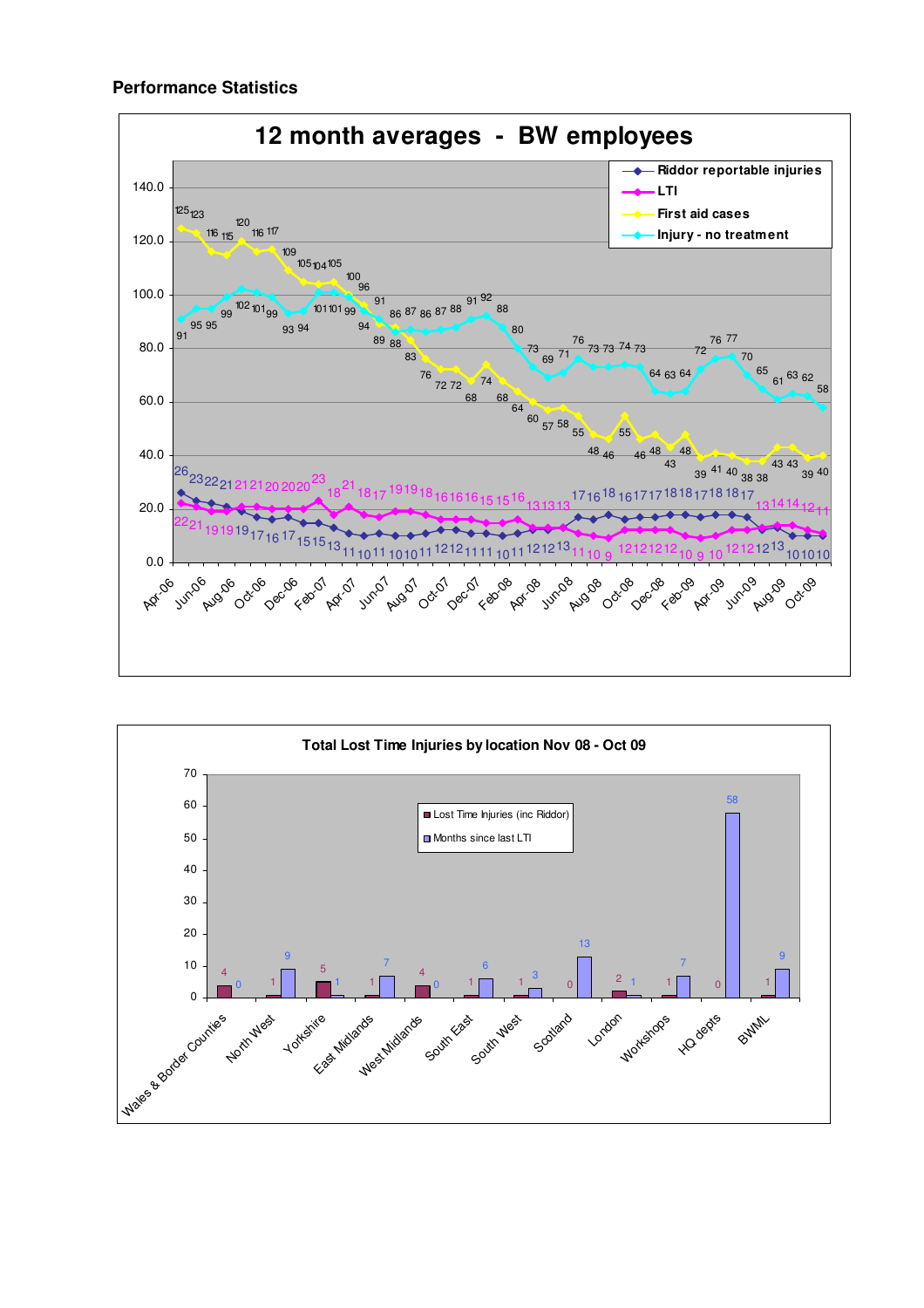## Performance Statistics

**12 month averages - BW employees**

Legend: Riddor reportable injuries; LTI; First aid cases; Injury - no treatment

| Month | Riddor reportable injuries | LTI | First aid cases | Injury - no treatment |
|---|---|---|---|---|
| Apr-06 | 26 | 22 | 125 | 91 |
| | 23 | 21 | 123 | 95 |
| Jun-06 | 22 | 19 | 116 | 95 |
| | 21 | 19 | 115 | 99 |
| Aug-06 | 19 | 21 | 120 | 102 |
| | 17 | 21 | 116 | 101 |
| Oct-06 | 16 | 20 | 117 | 99 |
| | 17 | 20 | 109 | 93 |
| Dec-06 | 15 | 20 | 105 | 94 |
| | 15 | 23 | 104 | 101 |
| Feb-07 | 13 | 18 | 105 | 101 |
| | 11 | 21 | 100 | 99 |
| Apr-07 | 10 | 18 | 96 | 94 |
| | 11 | 17 | 91 | 89 |
| Jun-07 | 10 | 19 | 88 | 86 |
| | 10 | 19 | 83 | 87 |
| Aug-07 | 11 | 18 | 76 | 86 |
| | 12 | 16 | 72 | 87 |
| Oct-07 | 12 | 16 | 72 | 88 |
| | 11 | 16 | 68 | 91 |
| Dec-07 | 11 | 15 | 74 | 92 |
| | 10 | 15 | 68 | 88 |
| Feb-08 | 11 | 16 | 64 | 80 |
| | 12 | 13 | 60 | 73 |
| Apr-08 | 12 | 13 | 57 | 69 |
| | 13 | 13 | 58 | 71 |
| Jun-08 | 17 | 11 | 55 | 76 |
| | 16 | 10 | 48 | 73 |
| Aug-08 | 18 | 9 | 46 | 73 |
| | 16 | 12 | 55 | 74 |
| Oct-08 | 17 | 12 | 46 | 73 |
| | 17 | 12 | 48 | 64 |
| Dec-08 | 18 | 12 | 43 | 63 |
| | 18 | 10 | 48 | 64 |
| Feb-09 | 17 | 9 | 39 | 72 |
| | 18 | 10 | 41 | 76 |
| Apr-09 | 18 | 12 | 40 | 77 |
| | 17 | 12 | 38 | 70 |
| Jun-09 | 13 | 12 | 38 | 65 |
| | 13 | 14 | 43 | 61 |
| Aug-09 | 10 | 14 | 43 | 63 |
| | 10 | 12 | 39 | 62 |
| Oct-09 | 10 | 11 | 40 | 58 |

**Total Lost Time Injuries by location Nov 08 - Oct 09**

| Location | Lost Time Injuries (inc Riddor) | Months since last LTI |
|---|---|---|
| Wales & Border Counties | 4 | 0 |
| North West | 1 | 9 |
| Yorkshire | 5 | 1 |
| East Midlands | 1 | 7 |
| West Midlands | 4 | 0 |
| South East | 1 | 6 |
| South West | 1 | 3 |
| Scotland | 0 | 13 |
| London | 2 | 1 |
| Workshops | 1 | 7 |
| HQ depts | 0 | 58 |
| BWML | 1 | 9 |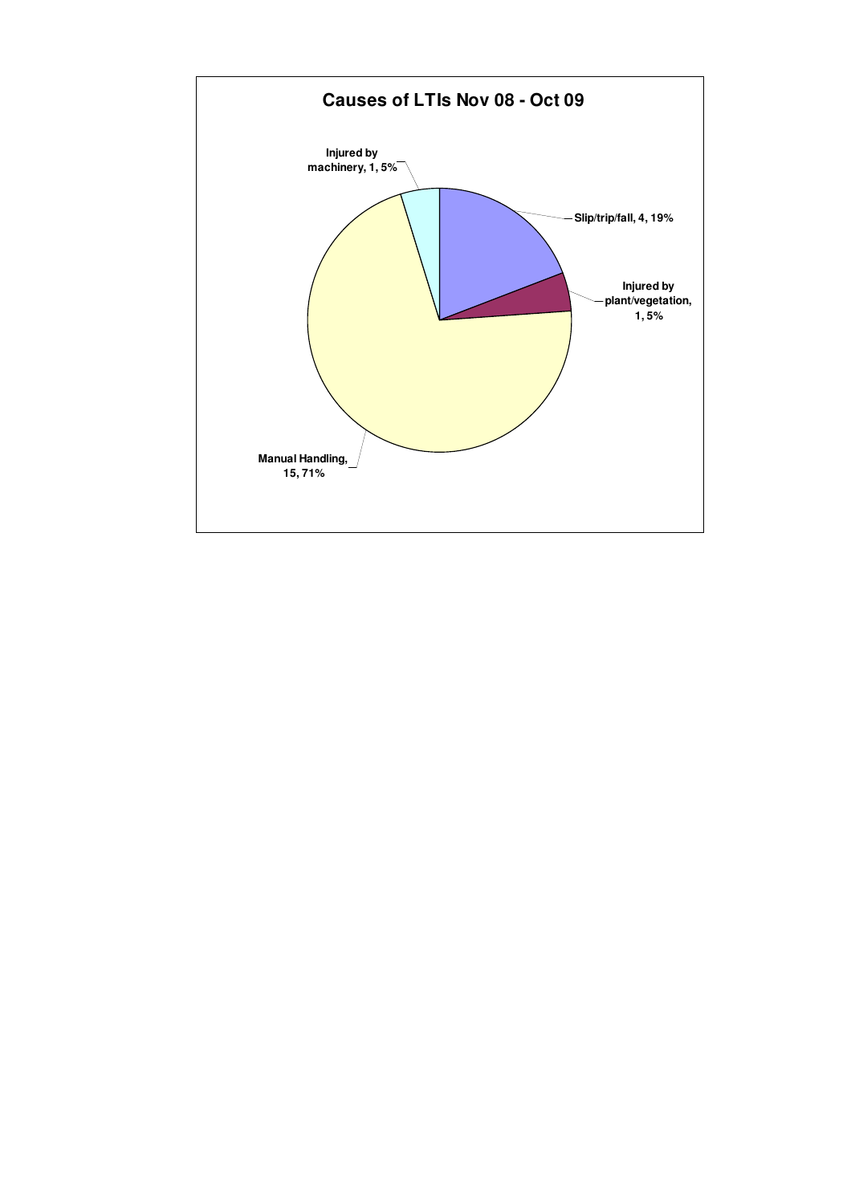Causes of LTIs Nov 08 - Oct 09

Injured by machinery, 1, 5%

Slip/trip/fall, 4, 19%

Injured by plant/vegetation, 1, 5%

Manual Handling, 15, 71%